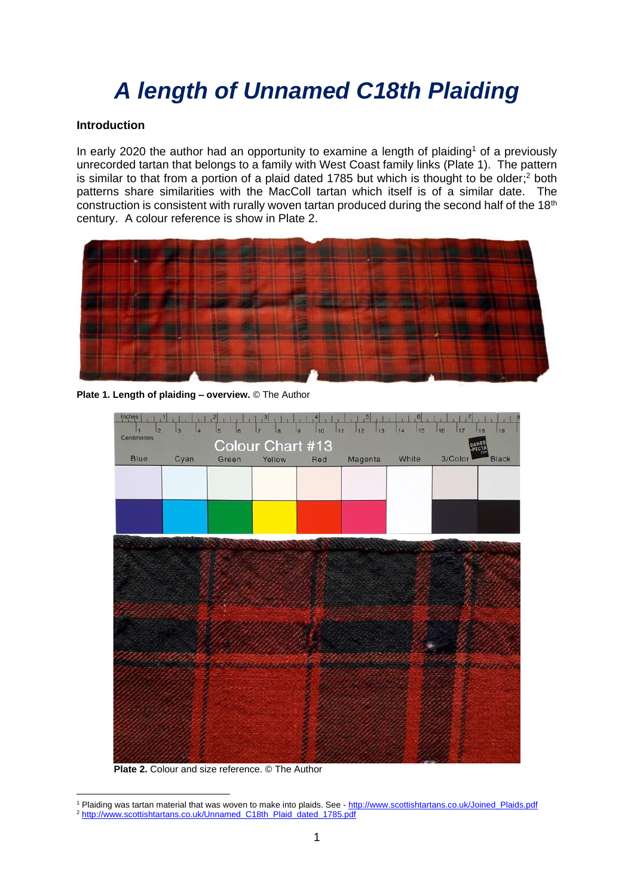# *A length of Unnamed C18th Plaiding*

**Introduction**

In early 2020 the author had an opportunity to examine a length of plaiding[1] of a previously unrecorded tartan that belongs to a family with West Coast family links (Plate 1). The pattern is similar to that from a portion of a plaid dated 1785 but which is thought to be older;[2] both patterns share similarities with the MacColl tartan which itself is of a similar date. The construction is consistent with rurally woven tartan produced during the second half of the 18th century. A colour reference is show in Plate 2.

**Plate 1. Length of plaiding – overview.** © The Author

**Plate 2.** Colour and size reference. © The Author

[1] Plaiding was tartan material that was woven to make into plaids. See - http://www.scottishtartans.co.uk/Joined_Plaids.pdf

[2] http://www.scottishtartans.co.uk/Unnamed_C18th_Plaid_dated_1785.pdf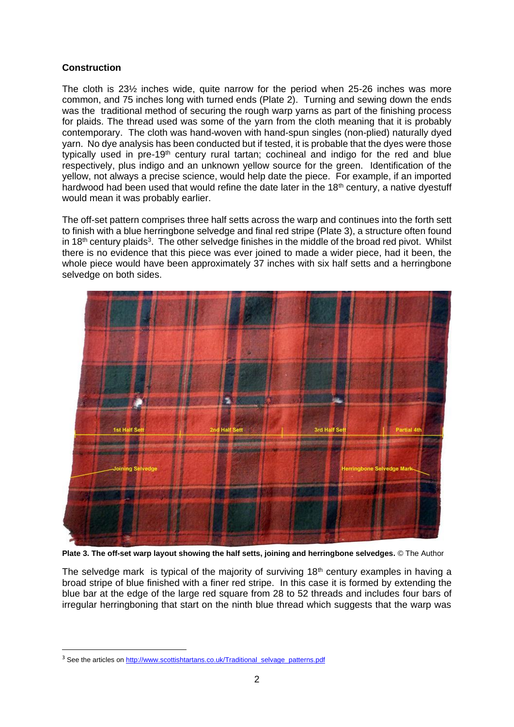## Construction

The cloth is 23½ inches wide, quite narrow for the period when 25-26 inches was more common, and 75 inches long with turned ends (Plate 2). Turning and sewing down the ends was the traditional method of securing the rough warp yarns as part of the finishing process for plaids. The thread used was some of the yarn from the cloth meaning that it is probably contemporary. The cloth was hand-woven with hand-spun singles (non-plied) naturally dyed yarn. No dye analysis has been conducted but if tested, it is probable that the dyes were those typically used in pre-19th century rural tartan; cochineal and indigo for the red and blue respectively, plus indigo and an unknown yellow source for the green. Identification of the yellow, not always a precise science, would help date the piece. For example, if an imported hardwood had been used that would refine the date later in the 18th century, a native dyestuff would mean it was probably earlier.

The off-set pattern comprises three half setts across the warp and continues into the forth sett to finish with a blue herringbone selvedge and final red stripe (Plate 3), a structure often found in 18th century plaids[3]. The other selvedge finishes in the middle of the broad red pivot. Whilst there is no evidence that this piece was ever joined to made a wider piece, had it been, the whole piece would have been approximately 37 inches with six half setts and a herringbone selvedge on both sides.

**Plate 3. The off-set warp layout showing the half setts, joining and herringbone selvedges.** © The Author

The selvedge mark is typical of the majority of surviving 18th century examples in having a broad stripe of blue finished with a finer red stripe. In this case it is formed by extending the blue bar at the edge of the large red square from 28 to 52 threads and includes four bars of irregular herringboning that start on the ninth blue thread which suggests that the warp was

[3] See the articles on http://www.scottishtartans.co.uk/Traditional_selvage_patterns.pdf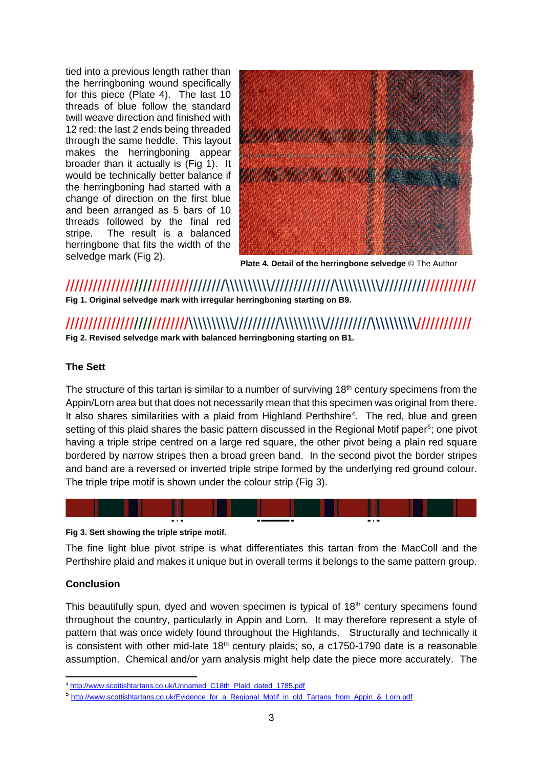tied into a previous length rather than the herringboning wound specifically for this piece (Plate 4). The last 10 threads of blue follow the standard twill weave direction and finished with 12 red; the last 2 ends being threaded through the same heddle. This layout makes the herringboning appear broader than it actually is (Fig 1). It would be technically better balance if the herringboning had started with a change of direction on the first blue and been arranged as 5 bars of 10 threads followed by the final red stripe. The result is a balanced herringbone that fits the width of the selvedge mark (Fig 2).

**Plate 4. Detail of the herringbone selvedge** © The Author

////////////////////////////////////////////\\\\\\\\\\\\\\//////////////////\\\\\\\\\\\\\\//////////////////////////

**Fig 1. Original selvedge mark with irregular herringboning starting on B9.**

////////////////////////////\\\\\\\\\\\\\//////////\\\\\\\\\\\\\//////////\\\\\\\\\\\////////////

**Fig 2. Revised selvedge mark with balanced herringboning starting on B1.**

## The Sett

The structure of this tartan is similar to a number of surviving 18th century specimens from the Appin/Lorn area but that does not necessarily mean that this specimen was original from there. It also shares similarities with a plaid from Highland Perthshire[4]. The red, blue and green setting of this plaid shares the basic pattern discussed in the Regional Motif paper[5]; one pivot having a triple stripe centred on a large red square, the other pivot being a plain red square bordered by narrow stripes then a broad green band. In the second pivot the border stripes and band are a reversed or inverted triple stripe formed by the underlying red ground colour. The triple tripe motif is shown under the colour strip (Fig 3).

**Fig 3. Sett showing the triple stripe motif.**

The fine light blue pivot stripe is what differentiates this tartan from the MacColl and the Perthshire plaid and makes it unique but in overall terms it belongs to the same pattern group.

## Conclusion

This beautifully spun, dyed and woven specimen is typical of 18th century specimens found throughout the country, particularly in Appin and Lorn. It may therefore represent a style of pattern that was once widely found throughout the Highlands. Structurally and technically it is consistent with other mid-late 18th century plaids; so, a c1750-1790 date is a reasonable assumption. Chemical and/or yarn analysis might help date the piece more accurately. The

---

[4] http://www.scottishtartans.co.uk/Unnamed_C18th_Plaid_dated_1785.pdf

[5] http://www.scottishtartans.co.uk/Evidence_for_a_Regional_Motif_in_old_Tartans_from_Appin_&_Lorn.pdf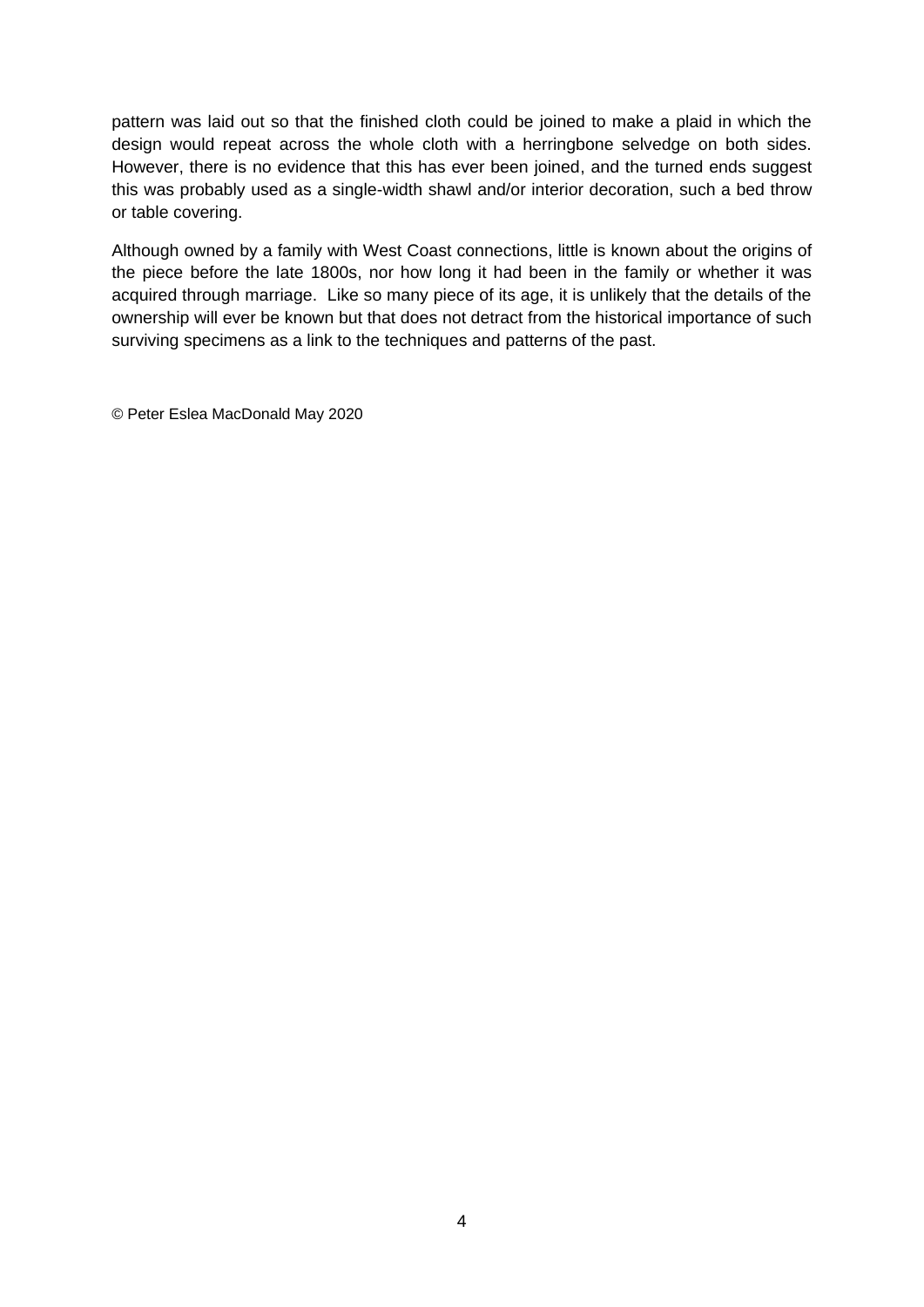pattern was laid out so that the finished cloth could be joined to make a plaid in which the design would repeat across the whole cloth with a herringbone selvedge on both sides. However, there is no evidence that this has ever been joined, and the turned ends suggest this was probably used as a single-width shawl and/or interior decoration, such a bed throw or table covering.

Although owned by a family with West Coast connections, little is known about the origins of the piece before the late 1800s, nor how long it had been in the family or whether it was acquired through marriage. Like so many piece of its age, it is unlikely that the details of the ownership will ever be known but that does not detract from the historical importance of such surviving specimens as a link to the techniques and patterns of the past.

© Peter Eslea MacDonald May 2020